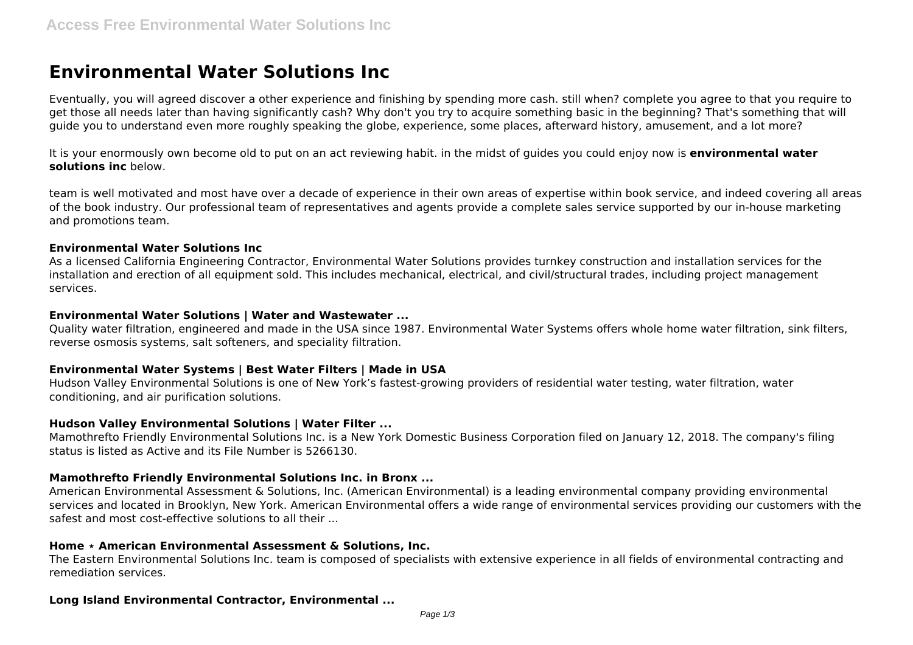# Environmental Water Solutions Inc

Eventually, you will agreed discover a other experience and finishing by spending more cash. still when? complete you agree to that you require to get those all needs later than having significantly cash? Why don't you try to acquire something basic in the beginning? That's something that will guide you to understand even more roughly speaking the globe, experience, some places, afterward history, amusement, and a lot more?

It is your enormously own become old to put on an act reviewing habit. in the midst of guides you could enjoy now is **environmental water solutions inc** below.

team is well motivated and most have over a decade of experience in their own areas of expertise within book service, and indeed covering all areas of the book industry. Our professional team of representatives and agents provide a complete sales service supported by our in-house marketing and promotions team.

### Environmental Water Solutions Inc

As a licensed California Engineering Contractor, Environmental Water Solutions provides turnkey construction and installation services for the installation and erection of all equipment sold. This includes mechanical, electrical, and civil/structural trades, including project management services.

### Environmental Water Solutions | Water and Wastewater ...

Quality water filtration, engineered and made in the USA since 1987. Environmental Water Systems offers whole home water filtration, sink filters, reverse osmosis systems, salt softeners, and speciality filtration.

### Environmental Water Systems | Best Water Filters | Made in USA

Hudson Valley Environmental Solutions is one of New York's fastest-growing providers of residential water testing, water filtration, water conditioning, and air purification solutions.

### Hudson Valley Environmental Solutions | Water Filter ...

Mamothrefto Friendly Environmental Solutions Inc. is a New York Domestic Business Corporation filed on January 12, 2018. The company's filing status is listed as Active and its File Number is 5266130.

### Mamothrefto Friendly Environmental Solutions Inc. in Bronx ...

American Environmental Assessment & Solutions, Inc. (American Environmental) is a leading environmental company providing environmental services and located in Brooklyn, New York. American Environmental offers a wide range of environmental services providing our customers with the safest and most cost-effective solutions to all their ...

### Home ⋆ American Environmental Assessment & Solutions, Inc.

The Eastern Environmental Solutions Inc. team is composed of specialists with extensive experience in all fields of environmental contracting and remediation services.

### Long Island Environmental Contractor, Environmental ...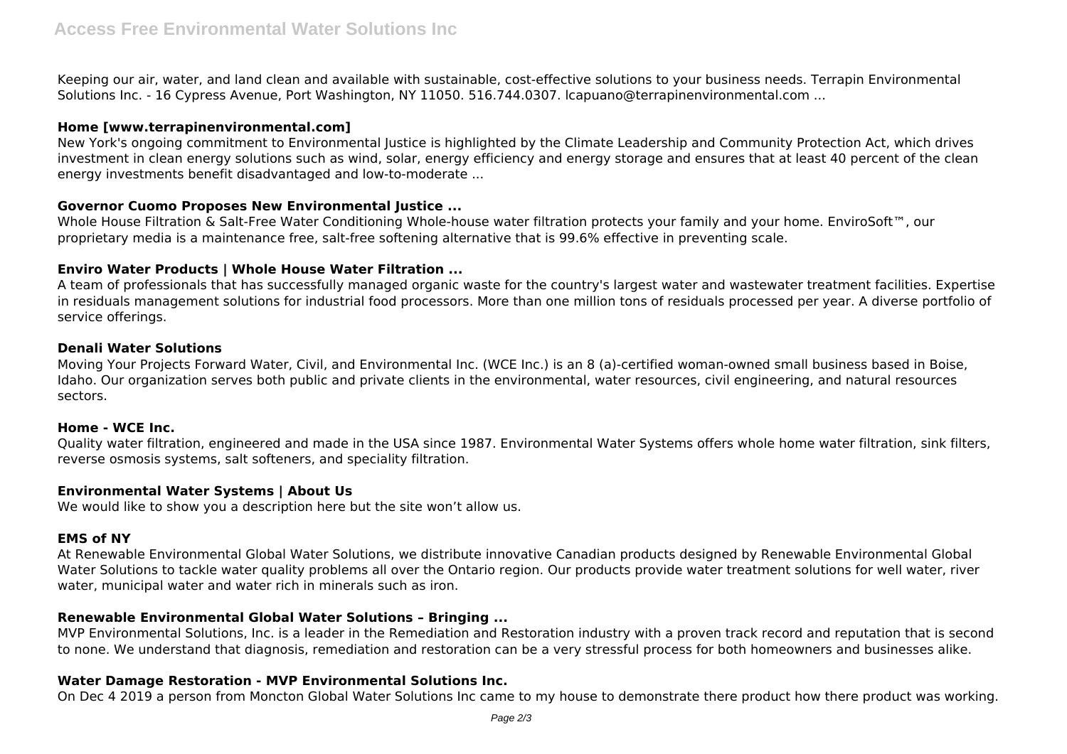Keeping our air, water, and land clean and available with sustainable, cost-effective solutions to your business needs. Terrapin Environmental Solutions Inc. - 16 Cypress Avenue, Port Washington, NY 11050. 516.744.0307. lcapuano@terrapinenvironmental.com ...

### Home [www.terrapinenvironmental.com]

New York's ongoing commitment to Environmental Justice is highlighted by the Climate Leadership and Community Protection Act, which drives investment in clean energy solutions such as wind, solar, energy efficiency and energy storage and ensures that at least 40 percent of the clean energy investments benefit disadvantaged and low-to-moderate ...

### Governor Cuomo Proposes New Environmental Justice ...

Whole House Filtration & Salt-Free Water Conditioning Whole-house water filtration protects your family and your home. EnviroSoft™, our proprietary media is a maintenance free, salt-free softening alternative that is 99.6% effective in preventing scale.

### Enviro Water Products | Whole House Water Filtration ...

A team of professionals that has successfully managed organic waste for the country's largest water and wastewater treatment facilities. Expertise in residuals management solutions for industrial food processors. More than one million tons of residuals processed per year. A diverse portfolio of service offerings.

### Denali Water Solutions

Moving Your Projects Forward Water, Civil, and Environmental Inc. (WCE Inc.) is an 8 (a)-certified woman-owned small business based in Boise, Idaho. Our organization serves both public and private clients in the environmental, water resources, civil engineering, and natural resources sectors.

### Home - WCE Inc.

Quality water filtration, engineered and made in the USA since 1987. Environmental Water Systems offers whole home water filtration, sink filters, reverse osmosis systems, salt softeners, and speciality filtration.

### Environmental Water Systems | About Us

We would like to show you a description here but the site won't allow us.

### EMS of NY

At Renewable Environmental Global Water Solutions, we distribute innovative Canadian products designed by Renewable Environmental Global Water Solutions to tackle water quality problems all over the Ontario region. Our products provide water treatment solutions for well water, river water, municipal water and water rich in minerals such as iron.

### Renewable Environmental Global Water Solutions – Bringing ...

MVP Environmental Solutions, Inc. is a leader in the Remediation and Restoration industry with a proven track record and reputation that is second to none. We understand that diagnosis, remediation and restoration can be a very stressful process for both homeowners and businesses alike.

### Water Damage Restoration - MVP Environmental Solutions Inc.

On Dec 4 2019 a person from Moncton Global Water Solutions Inc came to my house to demonstrate there product how there product was working.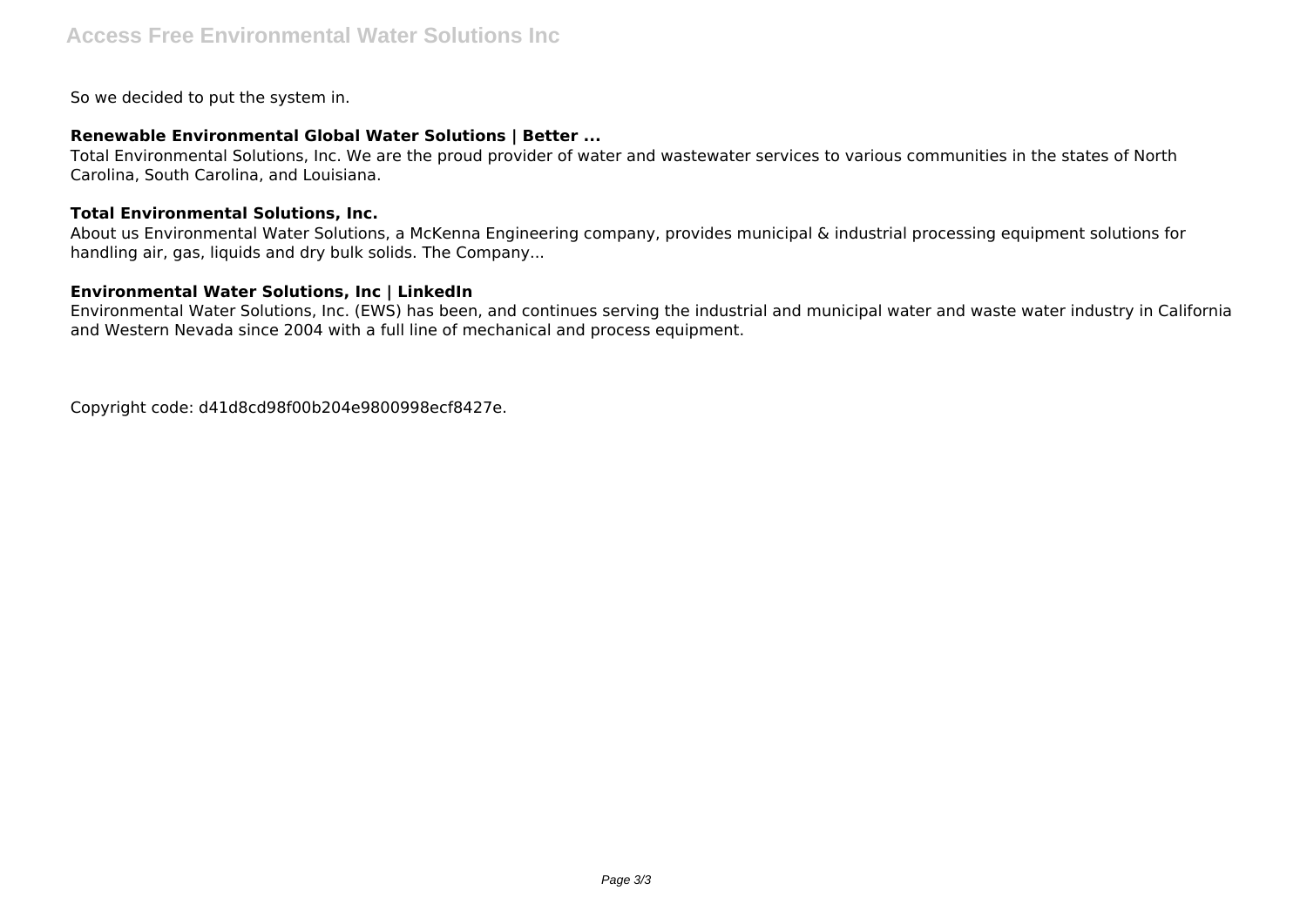So we decided to put the system in.

**Renewable Environmental Global Water Solutions | Better ...**

Total Environmental Solutions, Inc. We are the proud provider of water and wastewater services to various communities in the states of North Carolina, South Carolina, and Louisiana.

**Total Environmental Solutions, Inc.**

About us Environmental Water Solutions, a McKenna Engineering company, provides municipal & industrial processing equipment solutions for handling air, gas, liquids and dry bulk solids. The Company...

**Environmental Water Solutions, Inc | LinkedIn**

Environmental Water Solutions, Inc. (EWS) has been, and continues serving the industrial and municipal water and waste water industry in California and Western Nevada since 2004 with a full line of mechanical and process equipment.

Copyright code: d41d8cd98f00b204e9800998ecf8427e.